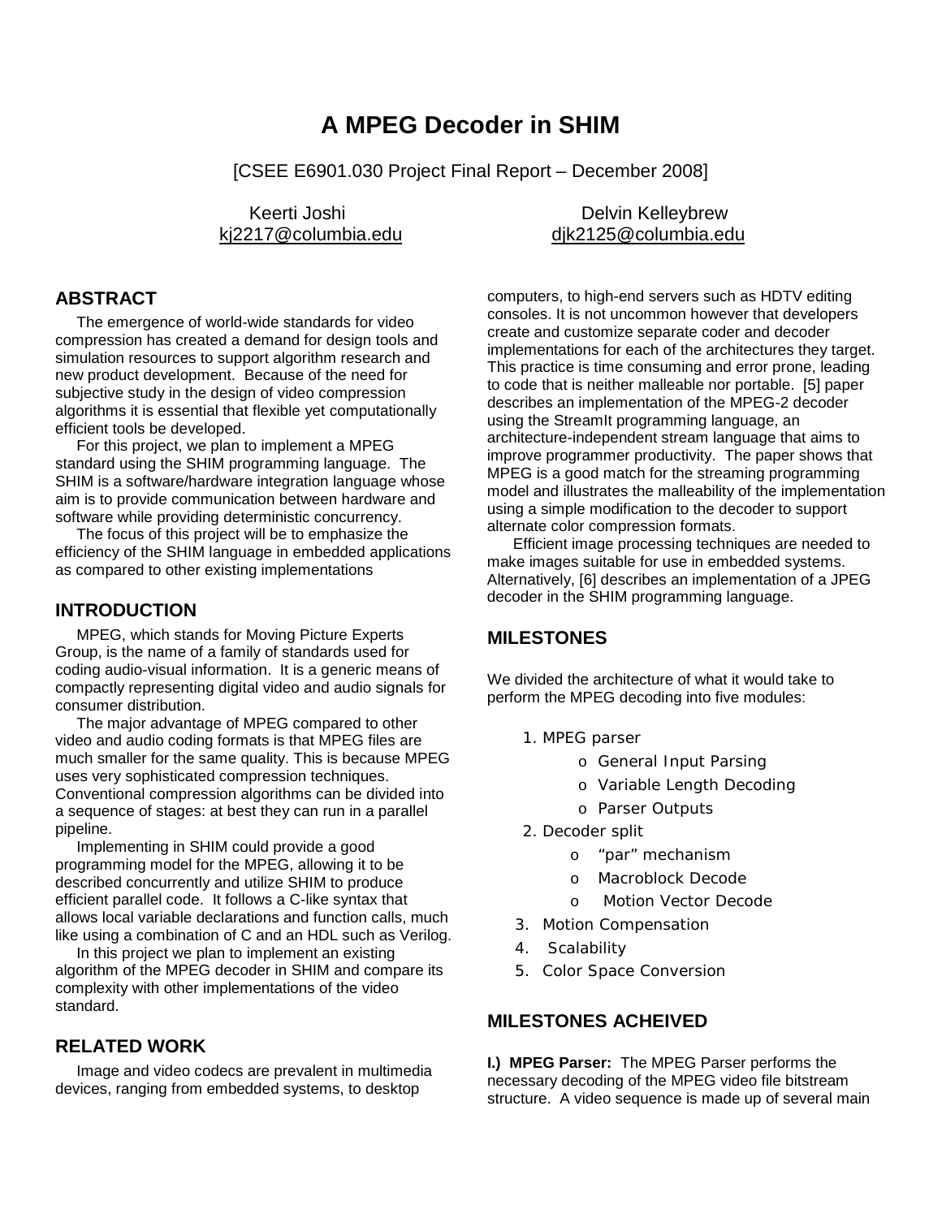# A MPEG Decoder in SHIM

[CSEE E6901.030 Project Final Report – December 2008]

Keerti Joshi
kj2217@columbia.edu

Delvin Kelleybrew
djk2125@columbia.edu

## ABSTRACT

The emergence of world-wide standards for video compression has created a demand for design tools and simulation resources to support algorithm research and new product development. Because of the need for subjective study in the design of video compression algorithms it is essential that flexible yet computationally efficient tools be developed.

For this project, we plan to implement a MPEG standard using the SHIM programming language. The SHIM is a software/hardware integration language whose aim is to provide communication between hardware and software while providing deterministic concurrency.

The focus of this project will be to emphasize the efficiency of the SHIM language in embedded applications as compared to other existing implementations

## INTRODUCTION

MPEG, which stands for Moving Picture Experts Group, is the name of a family of standards used for coding audio-visual information. It is a generic means of compactly representing digital video and audio signals for consumer distribution.

The major advantage of MPEG compared to other video and audio coding formats is that MPEG files are much smaller for the same quality. This is because MPEG uses very sophisticated compression techniques. Conventional compression algorithms can be divided into a sequence of stages: at best they can run in a parallel pipeline.

Implementing in SHIM could provide a good programming model for the MPEG, allowing it to be described concurrently and utilize SHIM to produce efficient parallel code. It follows a C-like syntax that allows local variable declarations and function calls, much like using a combination of C and an HDL such as Verilog.

In this project we plan to implement an existing algorithm of the MPEG decoder in SHIM and compare its complexity with other implementations of the video standard.

## RELATED WORK

Image and video codecs are prevalent in multimedia devices, ranging from embedded systems, to desktop computers, to high-end servers such as HDTV editing consoles. It is not uncommon however that developers create and customize separate coder and decoder implementations for each of the architectures they target. This practice is time consuming and error prone, leading to code that is neither malleable nor portable. [5] paper describes an implementation of the MPEG-2 decoder using the StreamIt programming language, an architecture-independent stream language that aims to improve programmer productivity. The paper shows that MPEG is a good match for the streaming programming model and illustrates the malleability of the implementation using a simple modification to the decoder to support alternate color compression formats.

Efficient image processing techniques are needed to make images suitable for use in embedded systems. Alternatively, [6] describes an implementation of a JPEG decoder in the SHIM programming language.

## MILESTONES

We divided the architecture of what it would take to perform the MPEG decoding into five modules:

1. MPEG parser
   - General Input Parsing
   - Variable Length Decoding
   - Parser Outputs
2. Decoder split
   - “par” mechanism
   - Macroblock Decode
   - Motion Vector Decode
3. Motion Compensation
4. Scalability
5. Color Space Conversion

## MILESTONES ACHEIVED

**I.) MPEG Parser:** The MPEG Parser performs the necessary decoding of the MPEG video file bitstream structure. A video sequence is made up of several main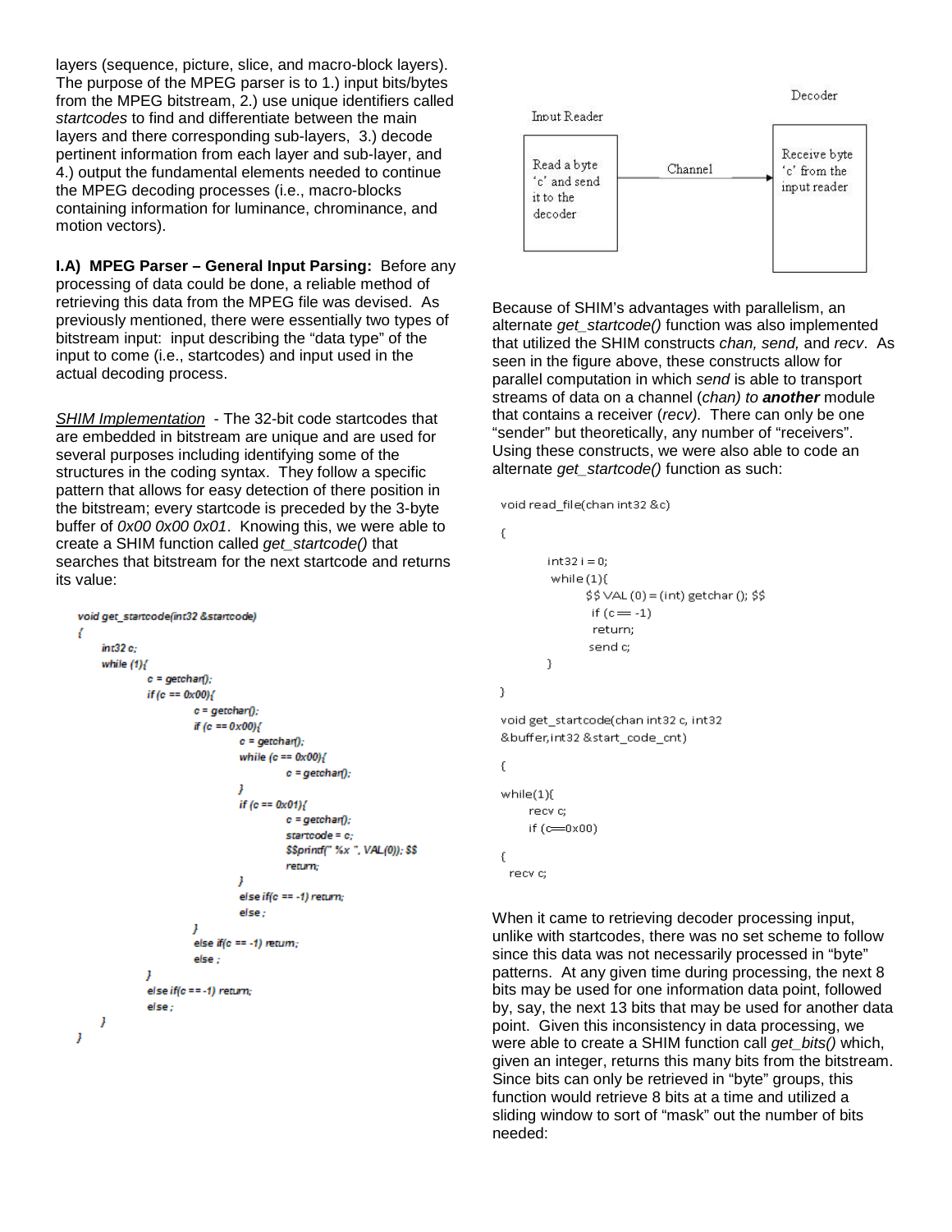layers (sequence, picture, slice, and macro-block layers). The purpose of the MPEG parser is to 1.) input bits/bytes from the MPEG bitstream, 2.) use unique identifiers called *startcodes* to find and differentiate between the main layers and there corresponding sub-layers, 3.) decode pertinent information from each layer and sub-layer, and 4.) output the fundamental elements needed to continue the MPEG decoding processes (i.e., macro-blocks containing information for luminance, chrominance, and motion vectors).

**I.A) MPEG Parser – General Input Parsing:** Before any processing of data could be done, a reliable method of retrieving this data from the MPEG file was devised. As previously mentioned, there were essentially two types of bitstream input: input describing the "data type" of the input to come (i.e., startcodes) and input used in the actual decoding process.

<u>*SHIM Implementation*</u> - The 32-bit code startcodes that are embedded in bitstream are unique and are used for several purposes including identifying some of the structures in the coding syntax. They follow a specific pattern that allows for easy detection of there position in the bitstream; every startcode is preceded by the 3-byte buffer of *0x00 0x00 0x01*. Knowing this, we were able to create a SHIM function called *get_startcode()* that searches that bitstream for the next startcode and returns its value:

```
void get_startcode(int32 &startcode)
{
    int32 c;
    while (1){
        c = getchar();
        if (c == 0x00){
            c = getchar();
            if (c == 0x00){
                c = getchar();
                while (c == 0x00){
                    c = getchar();
                }
                if (c == 0x01){
                    c = getchar();
                    startcode = c;
                    $$printf(" %x ", VAL(0)); $$
                    return;
                }
                else if(c == -1) return;
                else ;
            }
            else if(c == -1) return;
            else ;
        }
        else if(c == -1) return;
        else ;
    }
}
```

Input Reader | Channel | Decoder

Read a byte 'c' and send it to the decoder → Receive byte 'c' from the input reader

Because of SHIM's advantages with parallelism, an alternate *get_startcode()* function was also implemented that utilized the SHIM constructs *chan, send,* and *recv*. As seen in the figure above, these constructs allow for parallel computation in which *send* is able to transport streams of data on a channel (*chan*) *to **another*** module that contains a receiver (*recv*). There can only be one "sender" but theoretically, any number of "receivers". Using these constructs, we were also able to code an alternate *get_startcode()* function as such:

```
void read_file(chan int32 &c)
{
        int32 i = 0;
        while (1){
                $$ VAL (0) = (int) getchar (); $$
                if (c == -1)
                return;
                send c;
        }
}

void get_startcode(chan int32 c, int32
&buffer,int32 &start_code_cnt)
{
while(1){
    recv c;
    if (c==0x00)
{
  recv c;
```

When it came to retrieving decoder processing input, unlike with startcodes, there was no set scheme to follow since this data was not necessarily processed in "byte" patterns. At any given time during processing, the next 8 bits may be used for one information data point, followed by, say, the next 13 bits that may be used for another data point. Given this inconsistency in data processing, we were able to create a SHIM function call *get_bits()* which, given an integer, returns this many bits from the bitstream. Since bits can only be retrieved in "byte" groups, this function would retrieve 8 bits at a time and utilized a sliding window to sort of "mask" out the number of bits needed: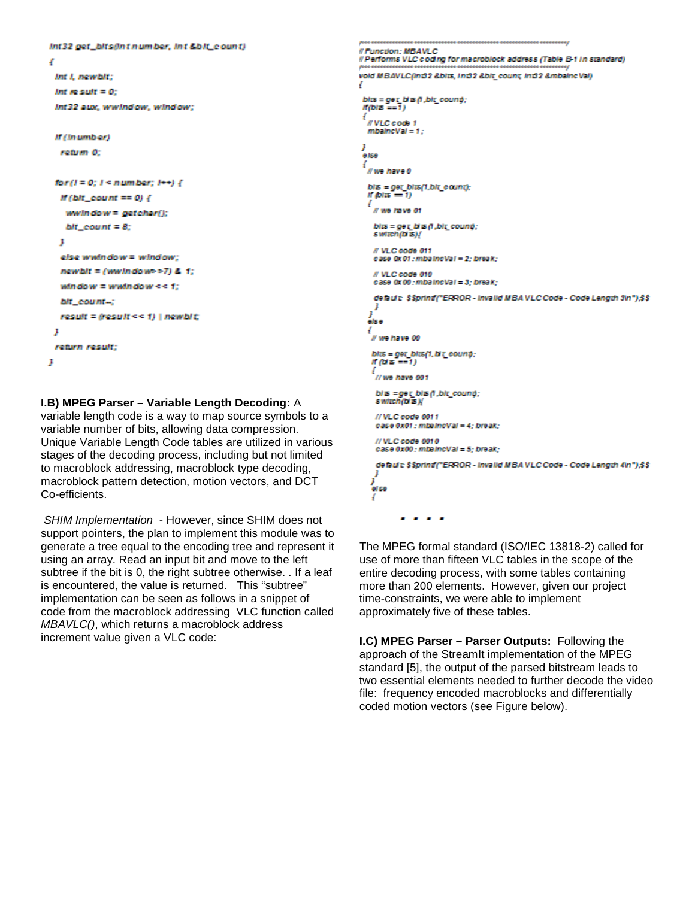```
int32 get_bits(int number, int &bit_count)
{
  int i, newbit;
  int result = 0;
  int32 aux, wwindow, window;

  if (!number)
    return 0;

  for(i = 0; i < number; i++) {
    if (bit_count == 0) {
      wwindow = getchar();
      bit_count = 8;
    }
    else wwindow = window;
    newbit = (wwindow>>7) & 1;
    window = wwindow << 1;
    bit_count--;
    result = (result << 1) | newbit;
  }
  return result;
}
```

**I.B) MPEG Parser – Variable Length Decoding:** A variable length code is a way to map source symbols to a variable number of bits, allowing data compression. Unique Variable Length Code tables are utilized in various stages of the decoding process, including but not limited to macroblock addressing, macroblock type decoding, macroblock pattern detection, motion vectors, and DCT Co-efficients.

*SHIM Implementation* - However, since SHIM does not support pointers, the plan to implement this module was to generate a tree equal to the encoding tree and represent it using an array. Read an input bit and move to the left subtree if the bit is 0, the right subtree otherwise. . If a leaf is encountered, the value is returned. This "subtree" implementation can be seen as follows in a snippet of code from the macroblock addressing VLC function called *MBAVLC()*, which returns a macroblock address increment value given a VLC code:

```
/*************************************************************************/
// Function: MBAVLC
// Performs VLC coding for macroblock address (Table B-1 in standard)
/*************************************************************************/
void MBAVLC(int32 &bits, int32 &bit_count, int32 &mbaincVal)
{
 bits = get_bits(1,bit_count);
 if(bits ==1)
 {
  // VLC code 1
  mbaincVal = 1;

 }
 else
 {
  // we have 0

  bits = get_bits(1,bit_count);
  if (bits == 1)
  {
   // we have 01

   bits = get_bits(1,bit_count);
   switch(bits){

   // VLC code 011
   case 0x01 : mbaincVal = 2; break;

   // VLC code 010
   case 0x00 : mbaincVal = 3; break;

   default: $$printf("ERROR - Invalid MBA VLC Code - Code Length 3\n");$$
   }
  }
  else
  {
   // we have 00

   bits = get_bits(1,bit_count);
   if (bits ==1)
   {
    // we have 001

    bits =get_bits(1,bit_count);
    switch(bits){

    // VLC code 0011
    case 0x01 : mbaincVal = 4; break;

    // VLC code 0010
    case 0x00 : mbaincVal = 5; break;

    default: $$printf("ERROR - Invalid MBA VLC Code - Code Length 4\n");$$
    }
   }
   else
   {

        . . . .
```

The MPEG formal standard (ISO/IEC 13818-2) called for use of more than fifteen VLC tables in the scope of the entire decoding process, with some tables containing more than 200 elements. However, given our project time-constraints, we were able to implement approximately five of these tables.

**I.C) MPEG Parser – Parser Outputs:** Following the approach of the StreamIt implementation of the MPEG standard [5], the output of the parsed bitstream leads to two essential elements needed to further decode the video file: frequency encoded macroblocks and differentially coded motion vectors (see Figure below).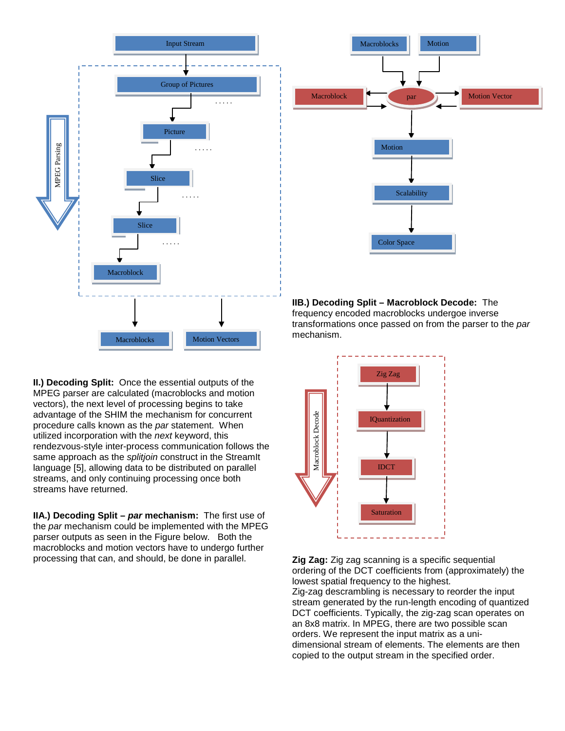**II.) Decoding Split:** Once the essential outputs of the MPEG parser are calculated (macroblocks and motion vectors), the next level of processing begins to take advantage of the SHIM the mechanism for concurrent procedure calls known as the *par* statement. When utilized incorporation with the *next* keyword, this rendezvous-style inter-process communication follows the same approach as the *splitjoin* construct in the StreamIt language [5], allowing data to be distributed on parallel streams, and only continuing processing once both streams have returned.

**IIA.) Decoding Split – *par* mechanism:** The first use of the *par* mechanism could be implemented with the MPEG parser outputs as seen in the Figure below. Both the macroblocks and motion vectors have to undergo further processing that can, and should, be done in parallel.

**IIB.) Decoding Split – Macroblock Decode:** The frequency encoded macroblocks undergoe inverse transformations once passed on from the parser to the *par* mechanism.

**Zig Zag:** Zig zag scanning is a specific sequential ordering of the DCT coefficients from (approximately) the lowest spatial frequency to the highest.
Zig-zag descrambling is necessary to reorder the input stream generated by the run-length encoding of quantized DCT coefficients. Typically, the zig-zag scan operates on an 8x8 matrix. In MPEG, there are two possible scan orders. We represent the input matrix as a uni-dimensional stream of elements. The elements are then copied to the output stream in the specified order.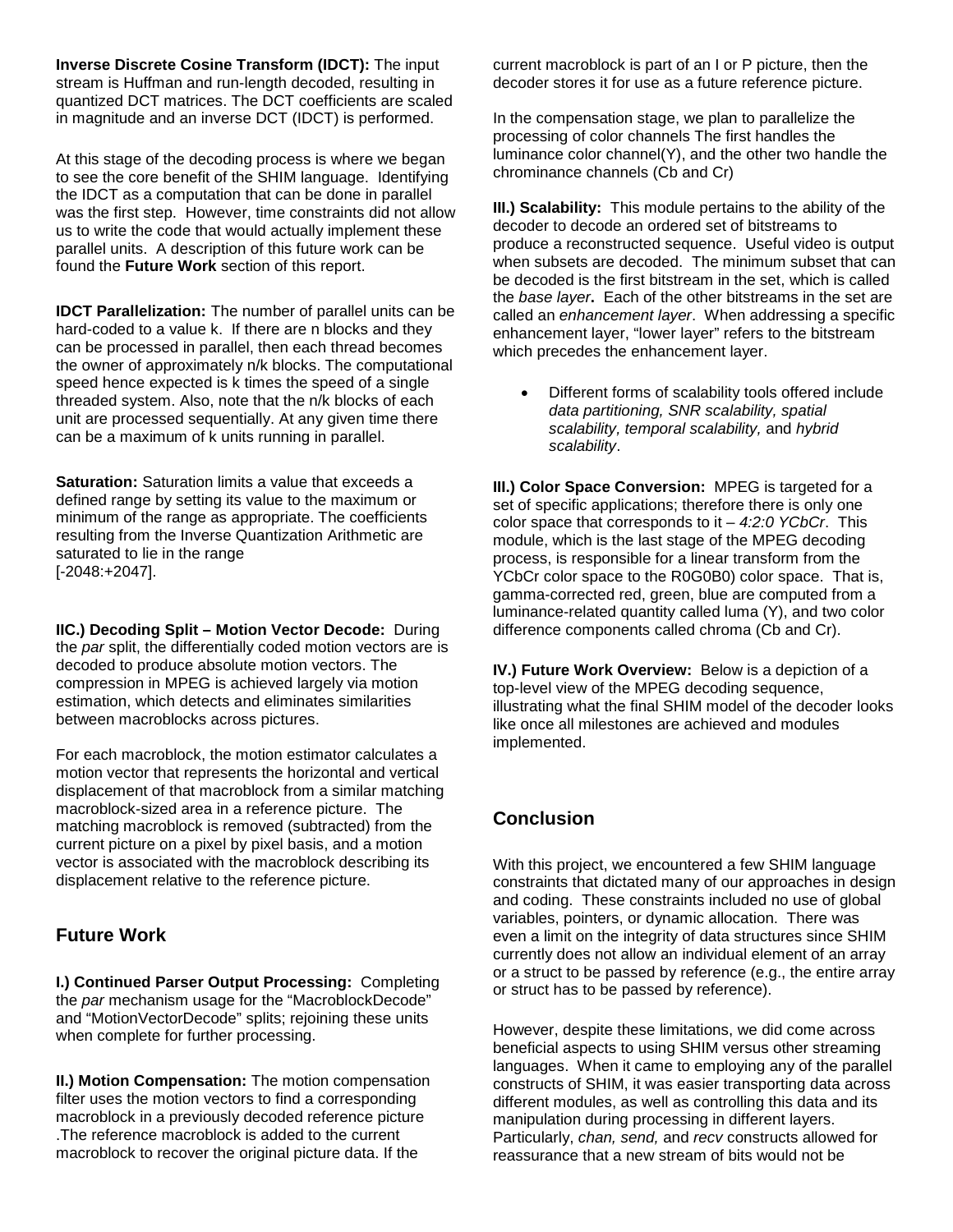**Inverse Discrete Cosine Transform (IDCT):** The input stream is Huffman and run-length decoded, resulting in quantized DCT matrices. The DCT coefficients are scaled in magnitude and an inverse DCT (IDCT) is performed.

At this stage of the decoding process is where we began to see the core benefit of the SHIM language. Identifying the IDCT as a computation that can be done in parallel was the first step. However, time constraints did not allow us to write the code that would actually implement these parallel units. A description of this future work can be found the **Future Work** section of this report.

**IDCT Parallelization:** The number of parallel units can be hard-coded to a value k. If there are n blocks and they can be processed in parallel, then each thread becomes the owner of approximately n/k blocks. The computational speed hence expected is k times the speed of a single threaded system. Also, note that the n/k blocks of each unit are processed sequentially. At any given time there can be a maximum of k units running in parallel.

**Saturation:** Saturation limits a value that exceeds a defined range by setting its value to the maximum or minimum of the range as appropriate. The coefficients resulting from the Inverse Quantization Arithmetic are saturated to lie in the range [-2048:+2047].

**IIC.) Decoding Split – Motion Vector Decode:** During the *par* split, the differentially coded motion vectors are is decoded to produce absolute motion vectors. The compression in MPEG is achieved largely via motion estimation, which detects and eliminates similarities between macroblocks across pictures.

For each macroblock, the motion estimator calculates a motion vector that represents the horizontal and vertical displacement of that macroblock from a similar matching macroblock-sized area in a reference picture. The matching macroblock is removed (subtracted) from the current picture on a pixel by pixel basis, and a motion vector is associated with the macroblock describing its displacement relative to the reference picture.

## Future Work

**I.) Continued Parser Output Processing:** Completing the *par* mechanism usage for the "MacroblockDecode" and "MotionVectorDecode" splits; rejoining these units when complete for further processing.

**II.) Motion Compensation:** The motion compensation filter uses the motion vectors to find a corresponding macroblock in a previously decoded reference picture .The reference macroblock is added to the current macroblock to recover the original picture data. If the current macroblock is part of an I or P picture, then the decoder stores it for use as a future reference picture.

In the compensation stage, we plan to parallelize the processing of color channels The first handles the luminance color channel(Y), and the other two handle the chrominance channels (Cb and Cr)

**III.) Scalability:** This module pertains to the ability of the decoder to decode an ordered set of bitstreams to produce a reconstructed sequence. Useful video is output when subsets are decoded. The minimum subset that can be decoded is the first bitstream in the set, which is called the *base layer***.** Each of the other bitstreams in the set are called an *enhancement layer*. When addressing a specific enhancement layer, "lower layer" refers to the bitstream which precedes the enhancement layer.

- Different forms of scalability tools offered include *data partitioning, SNR scalability, spatial scalability, temporal scalability,* and *hybrid scalability*.

**III.) Color Space Conversion:** MPEG is targeted for a set of specific applications; therefore there is only one color space that corresponds to it – *4:2:0 YCbCr*. This module, which is the last stage of the MPEG decoding process, is responsible for a linear transform from the YCbCr color space to the R0G0B0) color space. That is, gamma-corrected red, green, blue are computed from a luminance-related quantity called luma (Y), and two color difference components called chroma (Cb and Cr).

**IV.) Future Work Overview:** Below is a depiction of a top-level view of the MPEG decoding sequence, illustrating what the final SHIM model of the decoder looks like once all milestones are achieved and modules implemented.

## Conclusion

With this project, we encountered a few SHIM language constraints that dictated many of our approaches in design and coding. These constraints included no use of global variables, pointers, or dynamic allocation. There was even a limit on the integrity of data structures since SHIM currently does not allow an individual element of an array or a struct to be passed by reference (e.g., the entire array or struct has to be passed by reference).

However, despite these limitations, we did come across beneficial aspects to using SHIM versus other streaming languages. When it came to employing any of the parallel constructs of SHIM, it was easier transporting data across different modules, as well as controlling this data and its manipulation during processing in different layers. Particularly, *chan, send,* and *recv* constructs allowed for reassurance that a new stream of bits would not be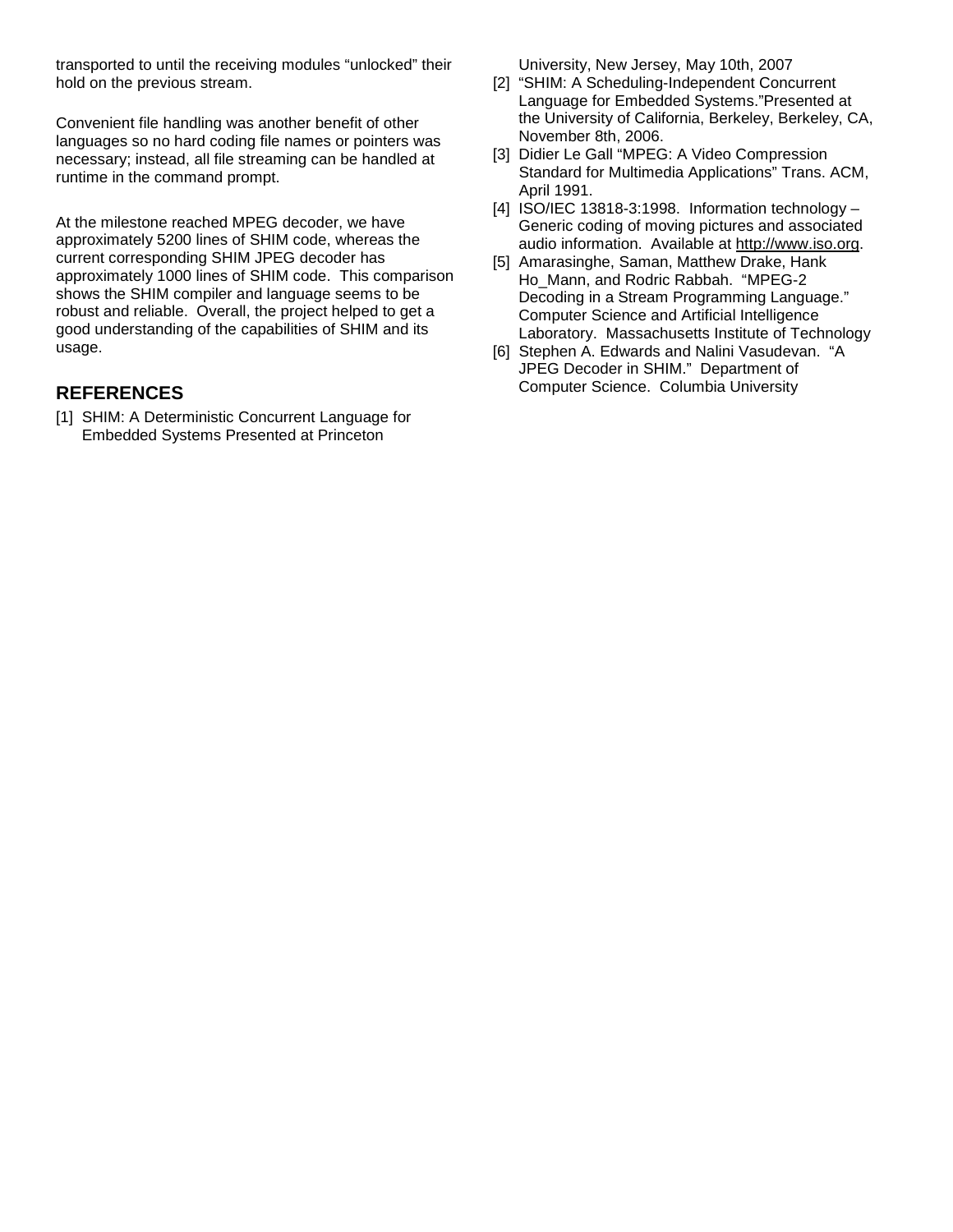transported to until the receiving modules "unlocked" their hold on the previous stream.

Convenient file handling was another benefit of other languages so no hard coding file names or pointers was necessary; instead, all file streaming can be handled at runtime in the command prompt.

At the milestone reached MPEG decoder, we have approximately 5200 lines of SHIM code, whereas the current corresponding SHIM JPEG decoder has approximately 1000 lines of SHIM code. This comparison shows the SHIM compiler and language seems to be robust and reliable. Overall, the project helped to get a good understanding of the capabilities of SHIM and its usage.

## REFERENCES

[1] SHIM: A Deterministic Concurrent Language for Embedded Systems Presented at Princeton University, New Jersey, May 10th, 2007

[2] "SHIM: A Scheduling-Independent Concurrent Language for Embedded Systems."Presented at the University of California, Berkeley, Berkeley, CA, November 8th, 2006.

[3] Didier Le Gall "MPEG: A Video Compression Standard for Multimedia Applications" Trans. ACM, April 1991.

[4] ISO/IEC 13818-3:1998. Information technology – Generic coding of moving pictures and associated audio information. Available at http://www.iso.org.

[5] Amarasinghe, Saman, Matthew Drake, Hank Ho_Mann, and Rodric Rabbah. "MPEG-2 Decoding in a Stream Programming Language." Computer Science and Artificial Intelligence Laboratory. Massachusetts Institute of Technology

[6] Stephen A. Edwards and Nalini Vasudevan. "A JPEG Decoder in SHIM." Department of Computer Science. Columbia University